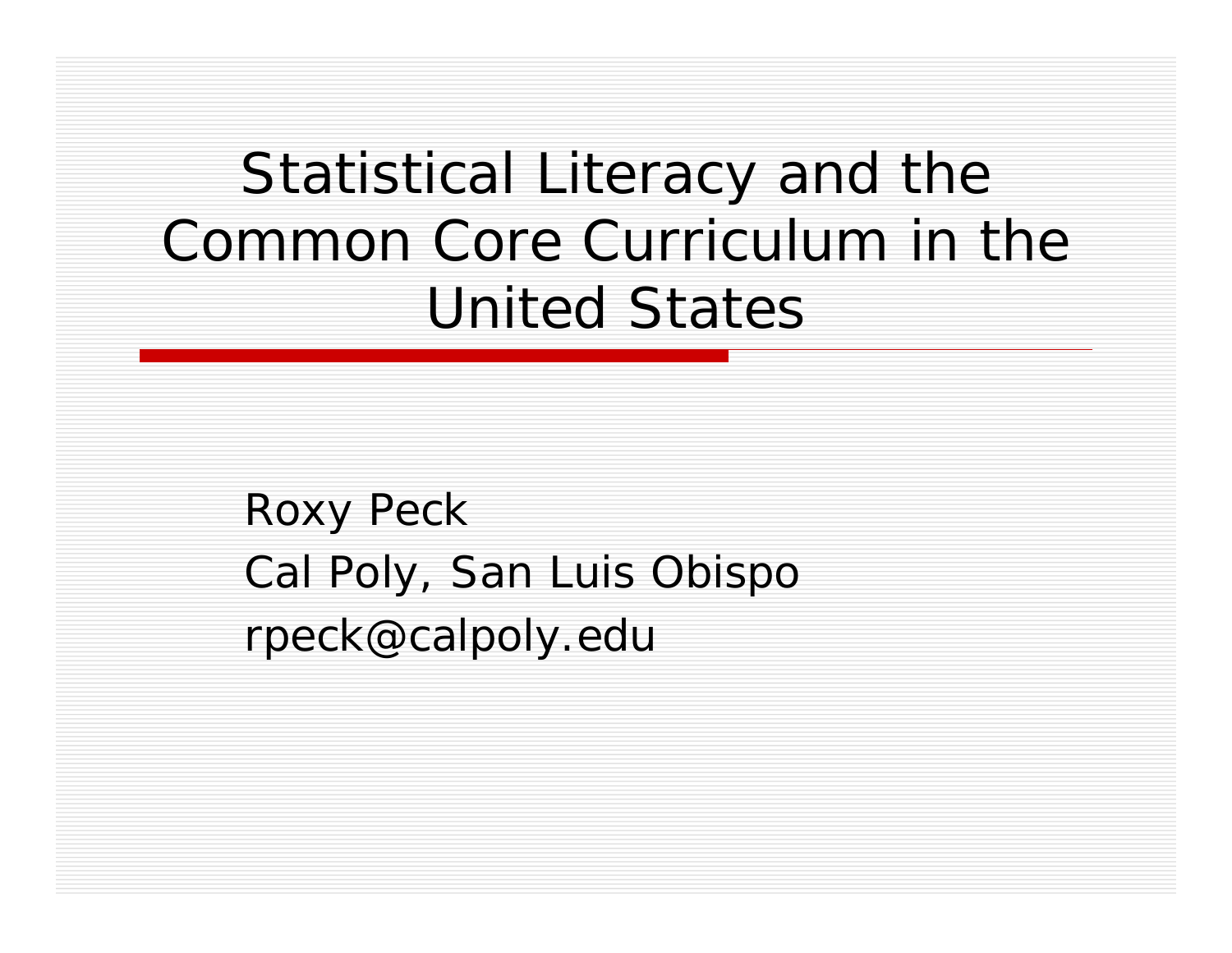# Statistical Literacy and the Common Core Curriculum in the United States

Roxy Peck

Cal Poly, San Luis Obispo

rpeck@calpoly.edu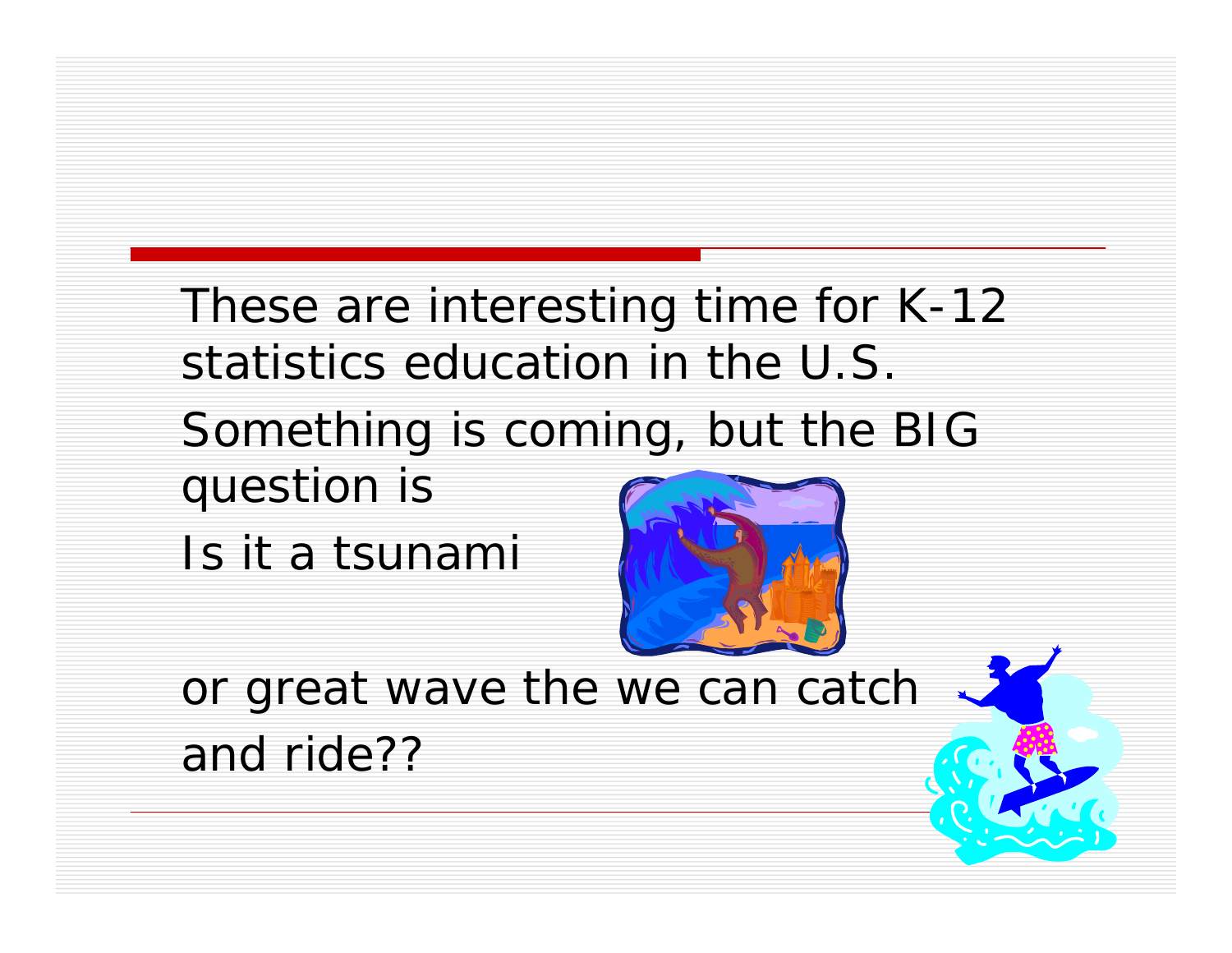These are interesting time for K-12 statistics education in the U.S.

Something is coming, but the BIG question is

Is it a tsunami

or great wave the we can catch and ride??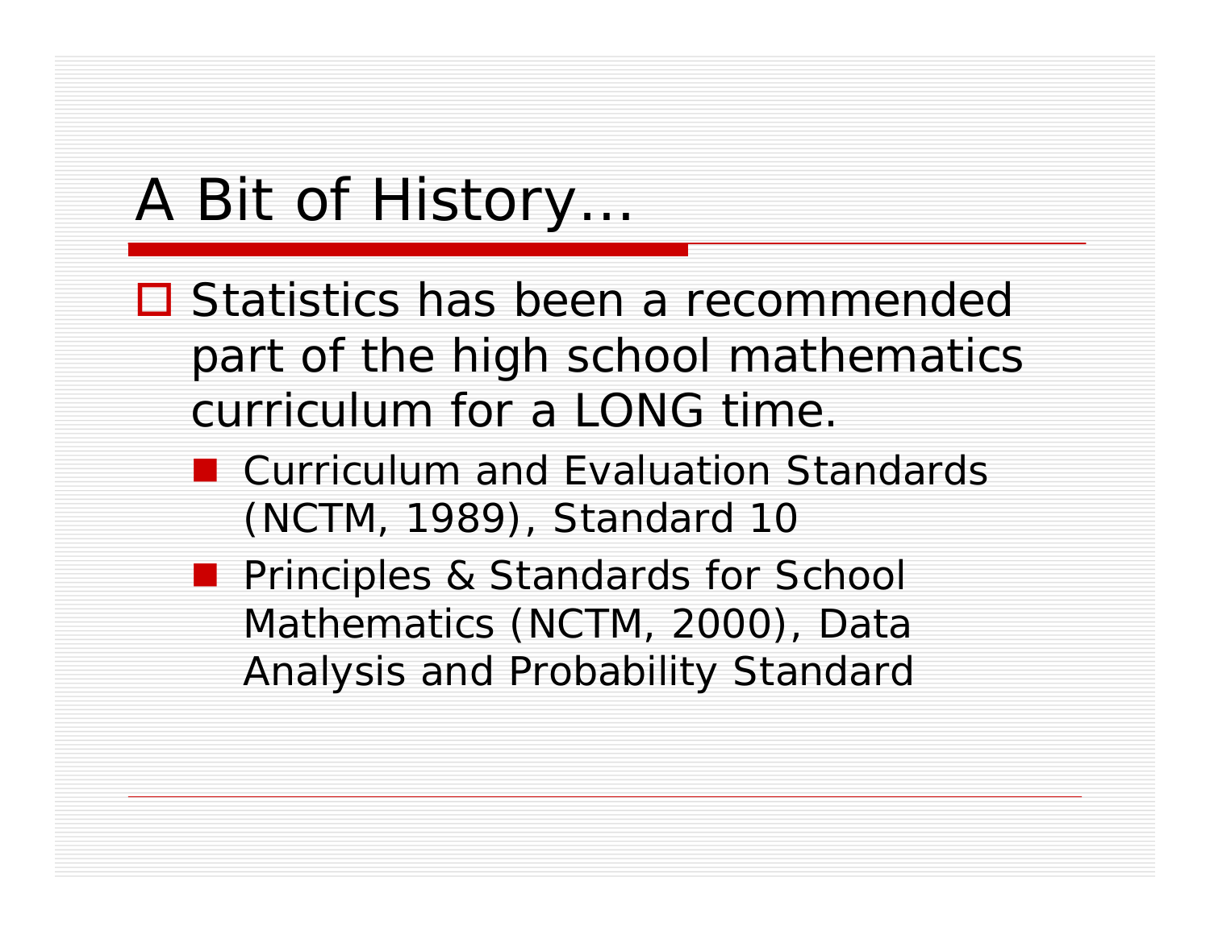# A Bit of History…

- Statistics has been a recommended part of the high school mathematics curriculum for a LONG time.
  - Curriculum and Evaluation Standards (NCTM, 1989), Standard 10
  - Principles & Standards for School Mathematics (NCTM, 2000), Data Analysis and Probability Standard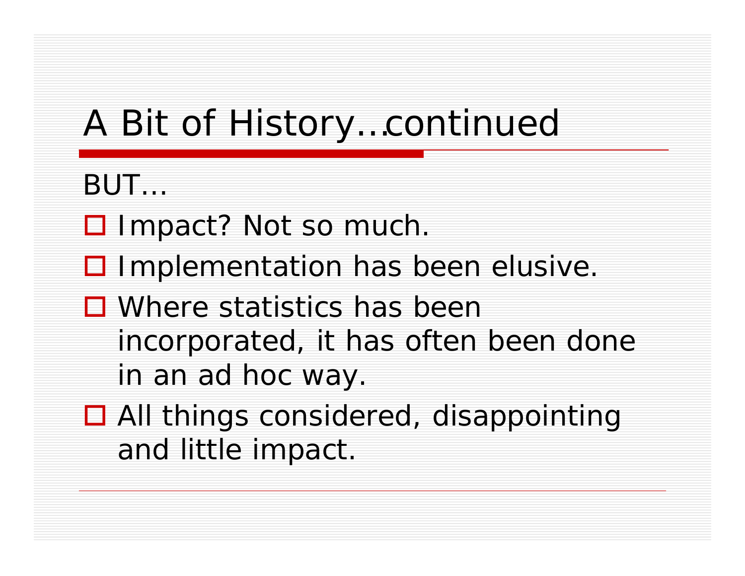# A Bit of History…continued

BUT…

- Impact? Not so much.
- Implementation has been elusive.
- Where statistics has been incorporated, it has often been done in an ad hoc way.
- All things considered, disappointing and little impact.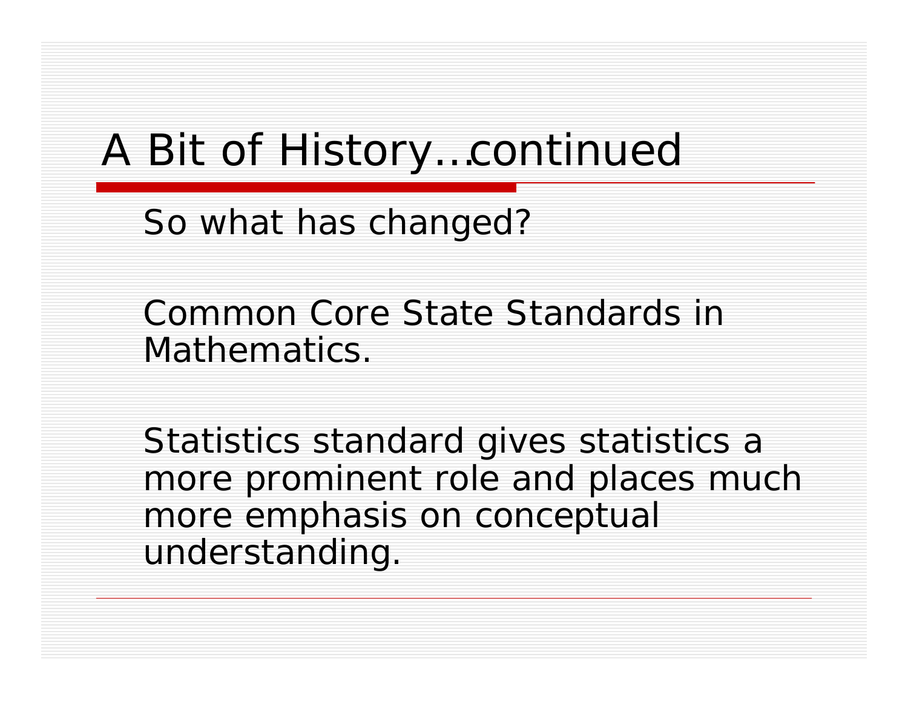# A Bit of History…continued

So what has changed?

Common Core State Standards in Mathematics.

Statistics standard gives statistics a more prominent role and places much more emphasis on conceptual understanding.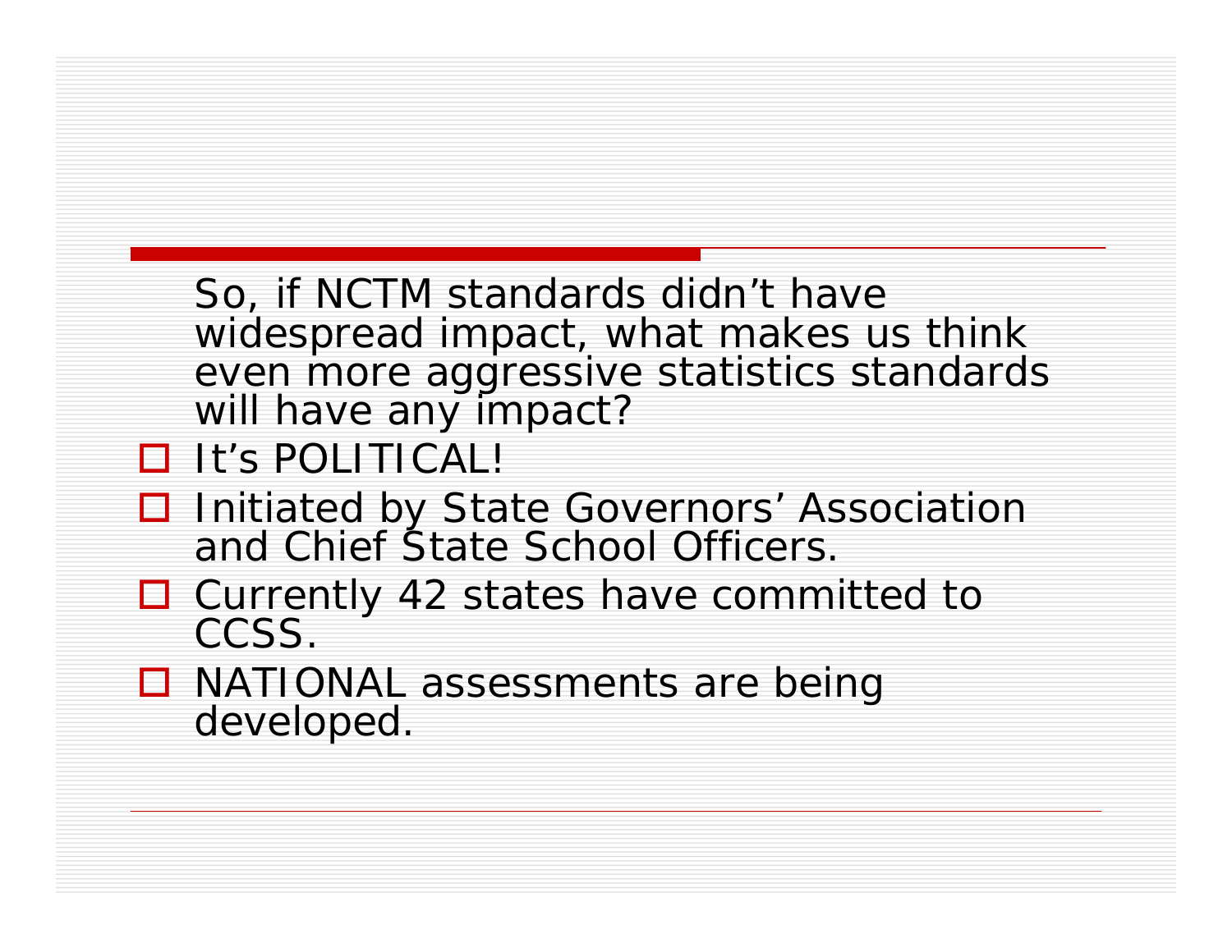So, if NCTM standards didn't have widespread impact, what makes us think even more aggressive statistics standards will have any impact?

- It's POLITICAL!
- Initiated by State Governors' Association and Chief State School Officers.
- Currently 42 states have committed to CCSS.
- NATIONAL assessments are being developed.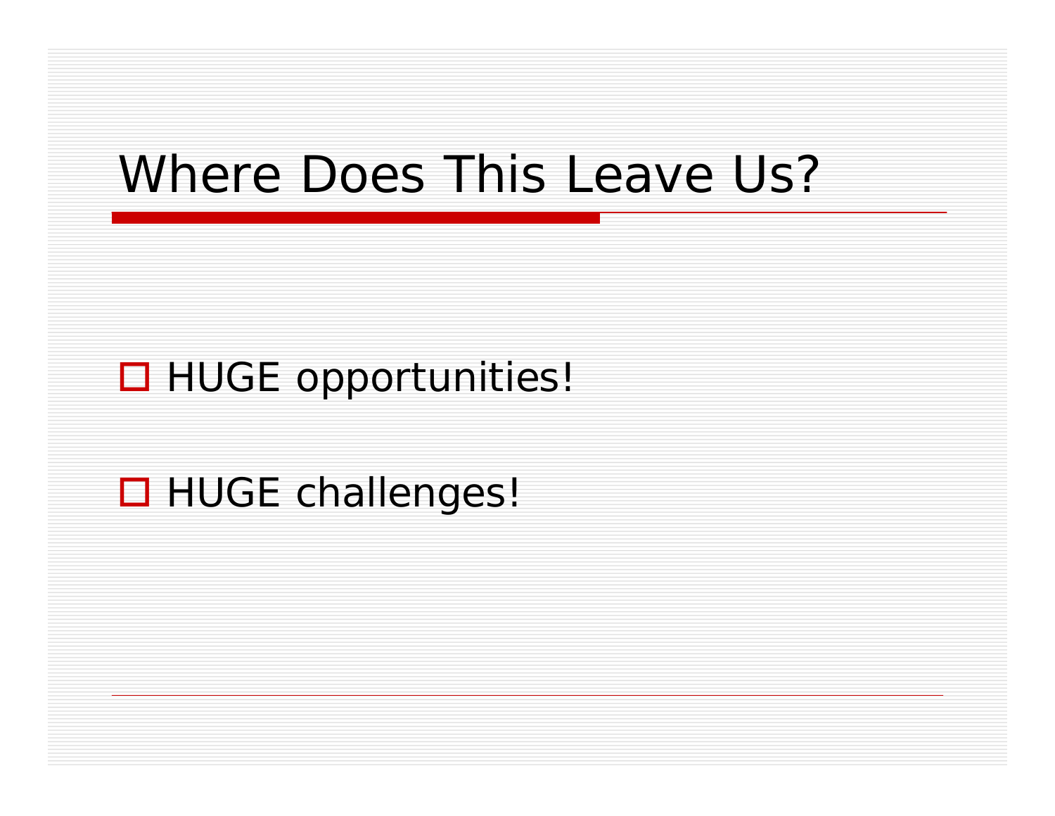# Where Does This Leave Us?

- HUGE opportunities!
- HUGE challenges!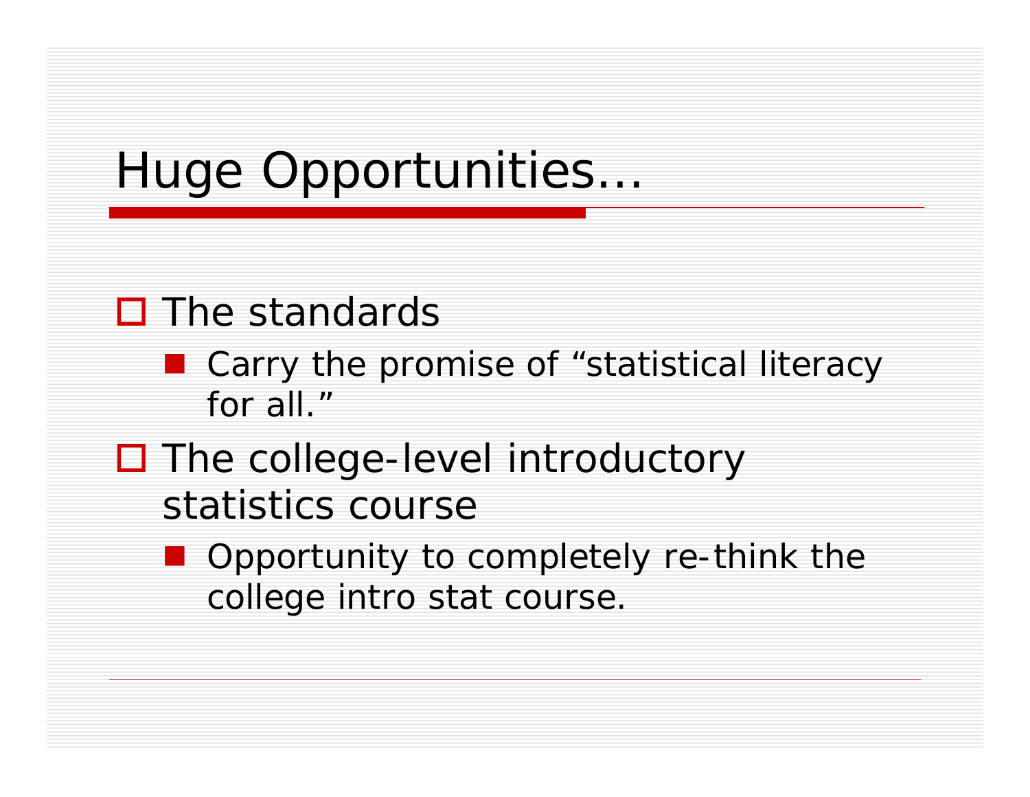# Huge Opportunities…

- The standards
  - Carry the promise of “statistical literacy for all.”
- The college-level introductory statistics course
  - Opportunity to completely re-think the college intro stat course.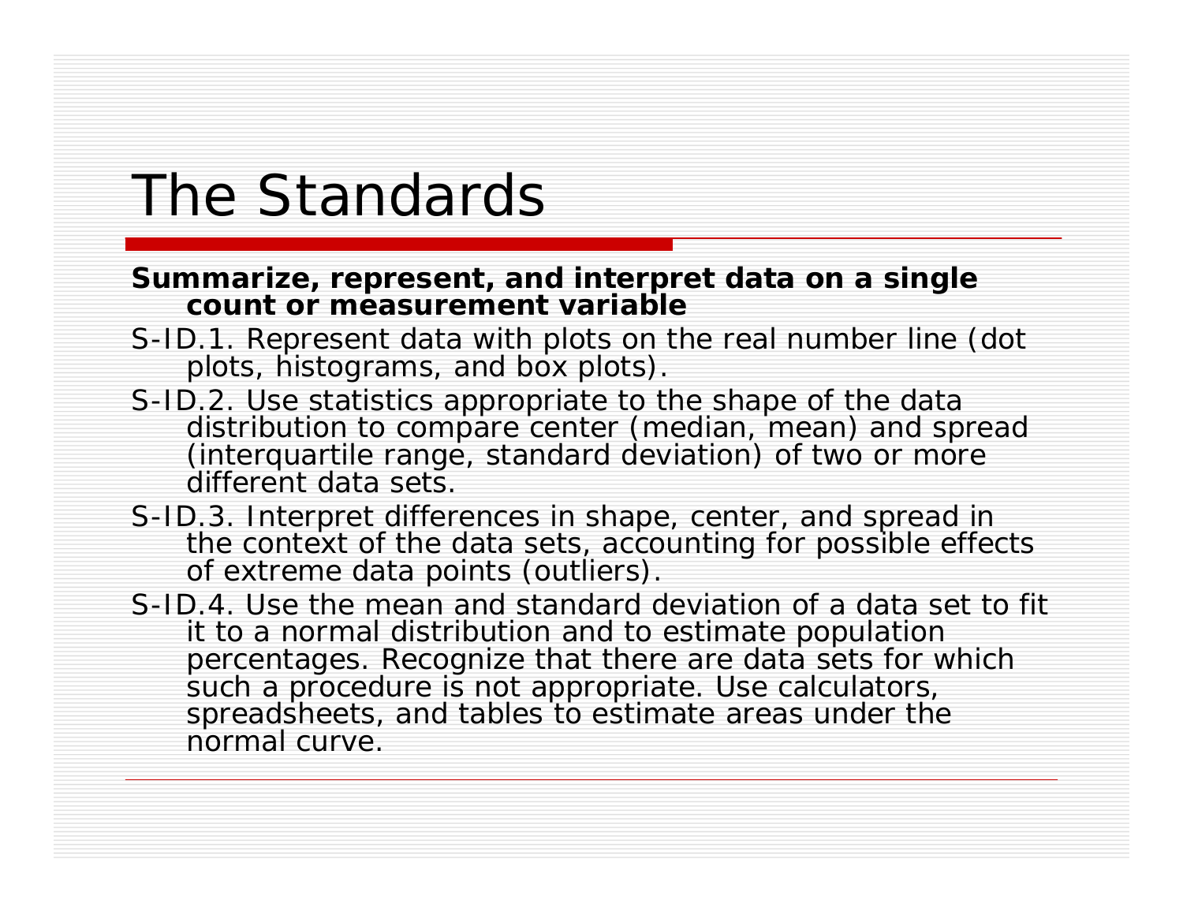# The Standards

**Summarize, represent, and interpret data on a single count or measurement variable**

S-ID.1. Represent data with plots on the real number line (dot plots, histograms, and box plots).

S-ID.2. Use statistics appropriate to the shape of the data distribution to compare center (median, mean) and spread (interquartile range, standard deviation) of two or more different data sets.

S-ID.3. Interpret differences in shape, center, and spread in the context of the data sets, accounting for possible effects of extreme data points (outliers).

S-ID.4. Use the mean and standard deviation of a data set to fit it to a normal distribution and to estimate population percentages. Recognize that there are data sets for which such a procedure is not appropriate. Use calculators, spreadsheets, and tables to estimate areas under the normal curve.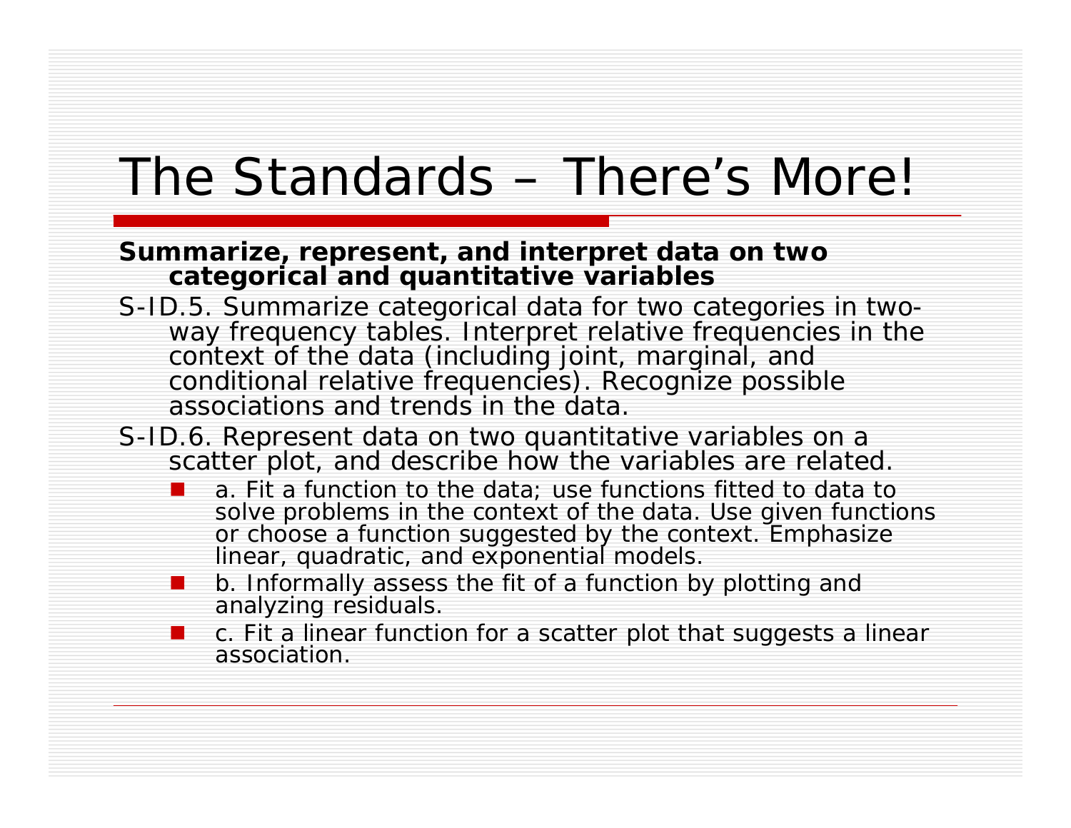# The Standards – There's More!

**Summarize, represent, and interpret data on two categorical and quantitative variables**

S-ID.5. Summarize categorical data for two categories in two-way frequency tables. Interpret relative frequencies in the context of the data (including joint, marginal, and conditional relative frequencies). Recognize possible associations and trends in the data.

S-ID.6. Represent data on two quantitative variables on a scatter plot, and describe how the variables are related.

- a. Fit a function to the data; use functions fitted to data to solve problems in the context of the data. Use given functions or choose a function suggested by the context. Emphasize linear, quadratic, and exponential models.
- b. Informally assess the fit of a function by plotting and analyzing residuals.
- c. Fit a linear function for a scatter plot that suggests a linear association.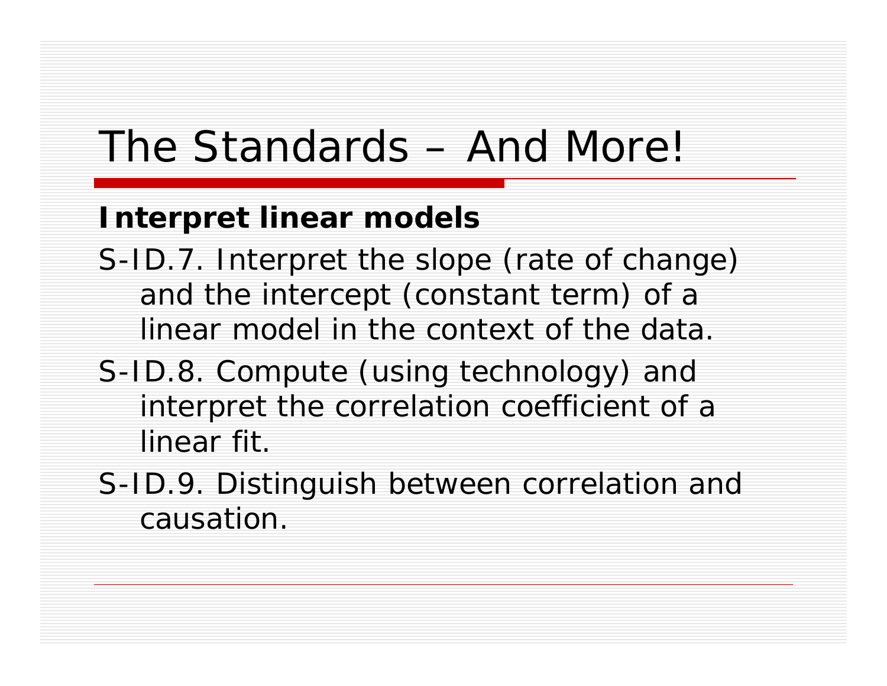# The Standards – And More!

**Interpret linear models**

S-ID.7. Interpret the slope (rate of change) and the intercept (constant term) of a linear model in the context of the data.

S-ID.8. Compute (using technology) and interpret the correlation coefficient of a linear fit.

S-ID.9. Distinguish between correlation and causation.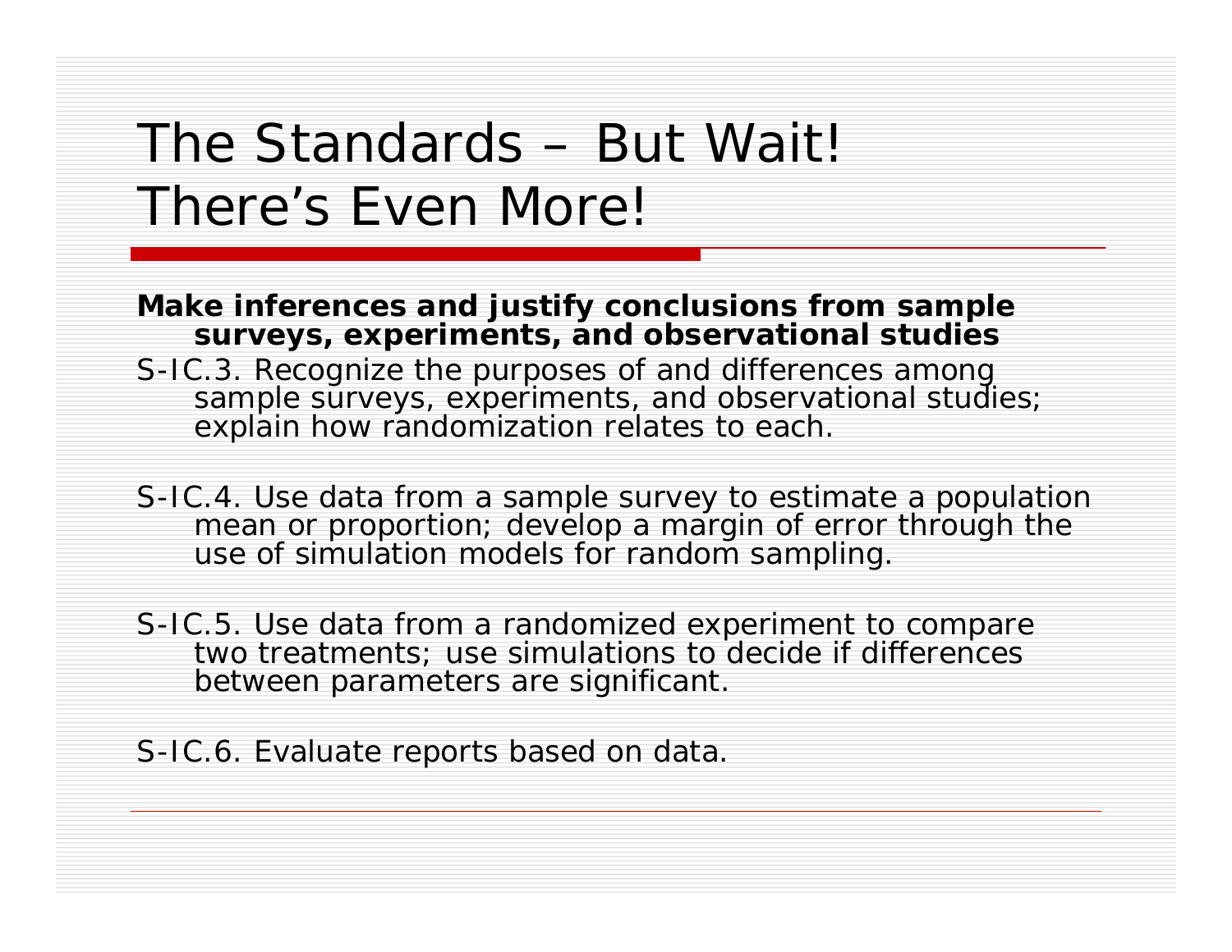# The Standards – But Wait! There's Even More!

**Make inferences and justify conclusions from sample surveys, experiments, and observational studies**

S-IC.3. Recognize the purposes of and differences among sample surveys, experiments, and observational studies; explain how randomization relates to each.

S-IC.4. Use data from a sample survey to estimate a population mean or proportion; develop a margin of error through the use of simulation models for random sampling.

S-IC.5. Use data from a randomized experiment to compare two treatments; use simulations to decide if differences between parameters are significant.

S-IC.6. Evaluate reports based on data.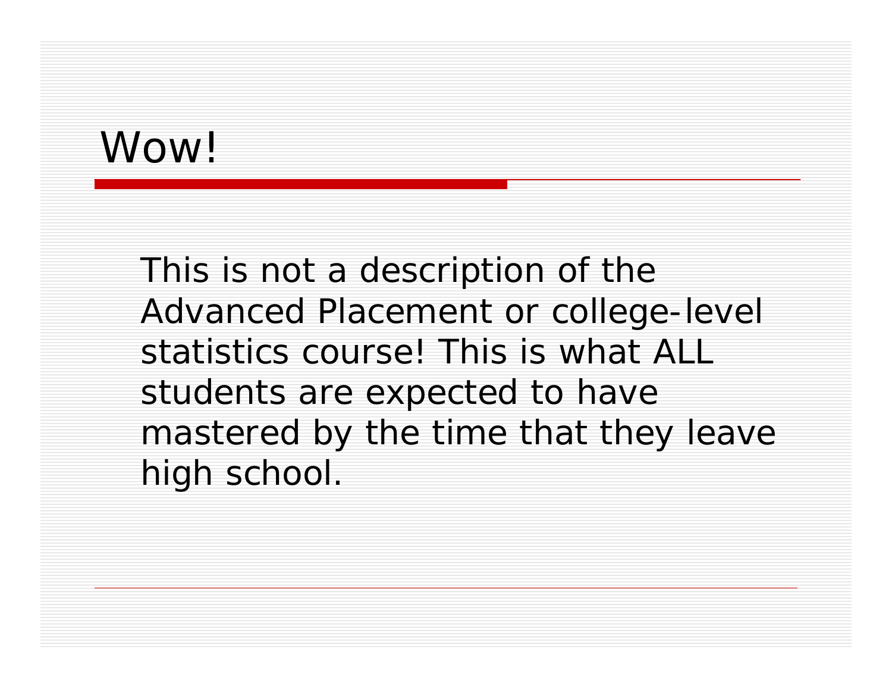# Wow!

This is not a description of the Advanced Placement or college-level statistics course! This is what ALL students are expected to have mastered by the time that they leave high school.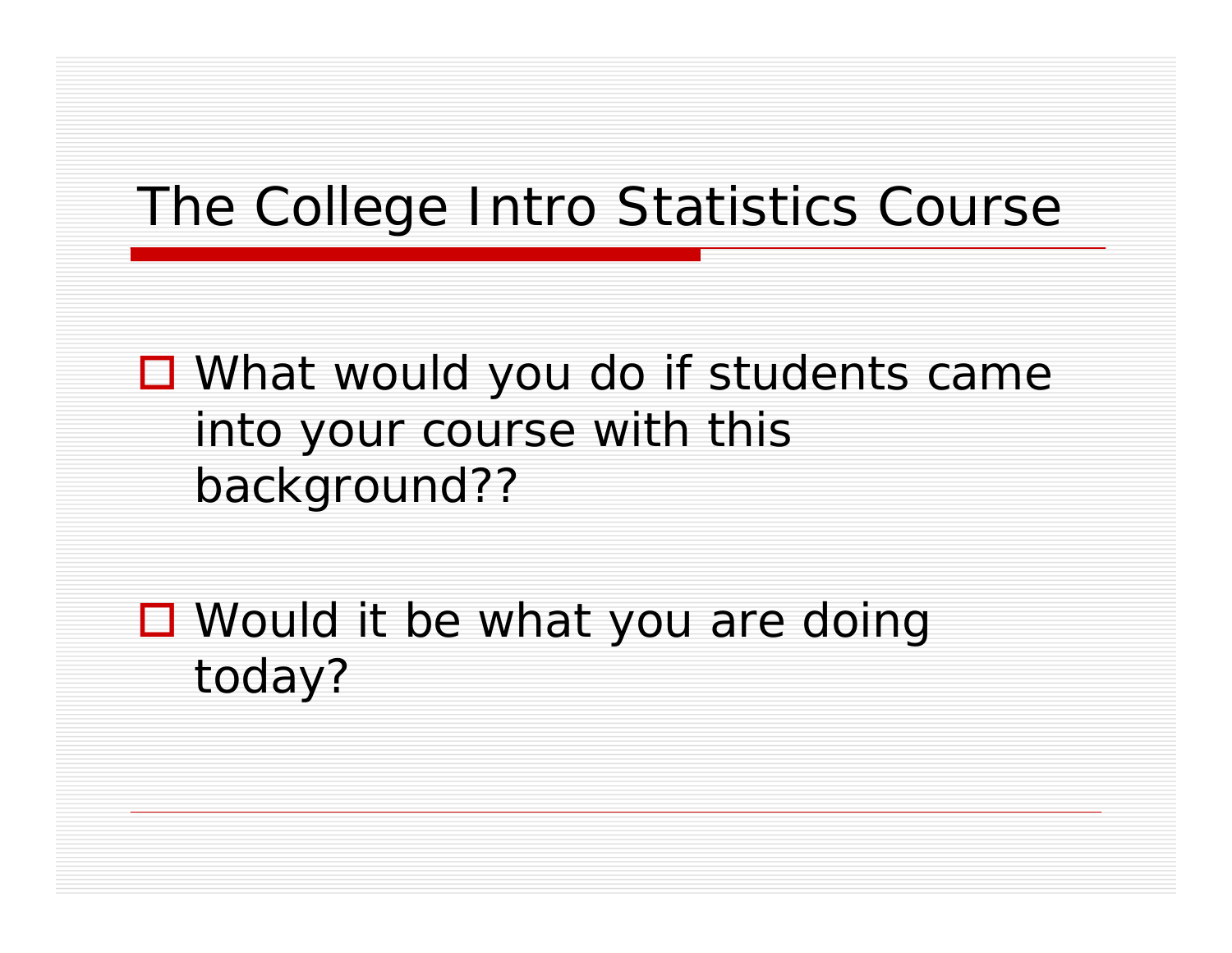# The College Intro Statistics Course

- What would you do if students came into your course with this background??
- Would it be what you are doing today?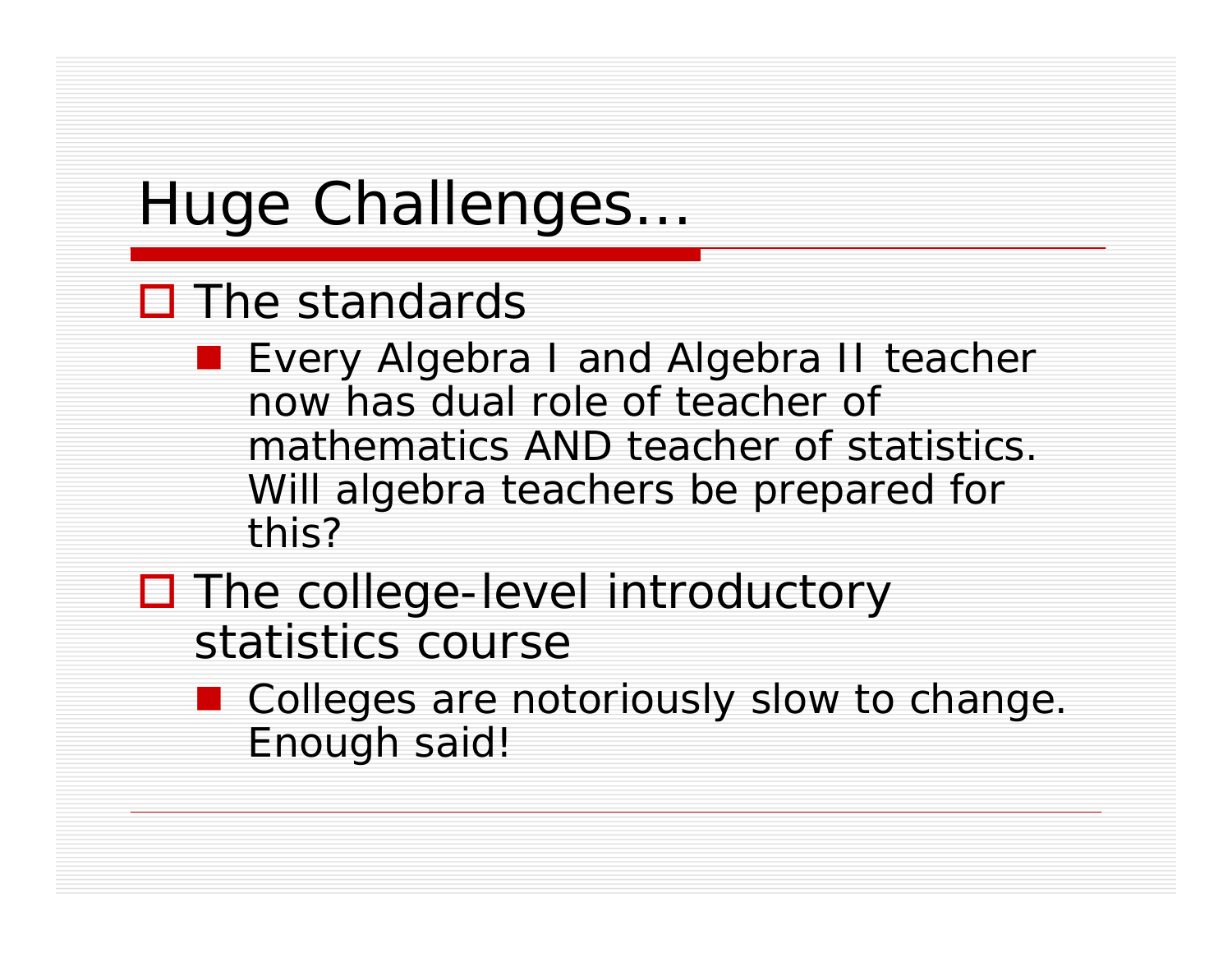# Huge Challenges…

- The standards
  - Every Algebra I and Algebra II teacher now has dual role of teacher of mathematics AND teacher of statistics. Will algebra teachers be prepared for this?
- The college-level introductory statistics course
  - Colleges are notoriously slow to change. Enough said!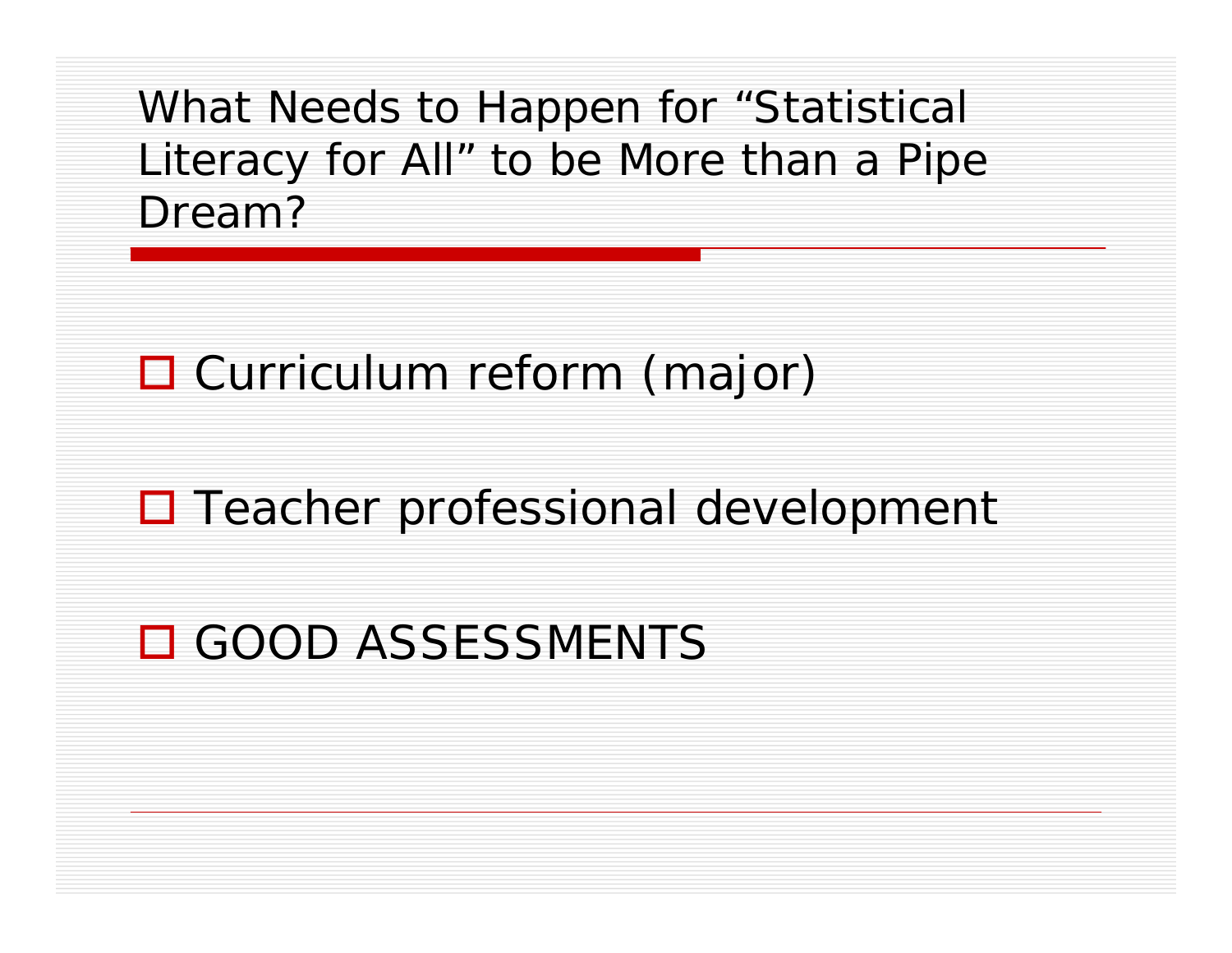## What Needs to Happen for "Statistical Literacy for All" to be More than a Pipe Dream?

- Curriculum reform (major)
- Teacher professional development
- GOOD ASSESSMENTS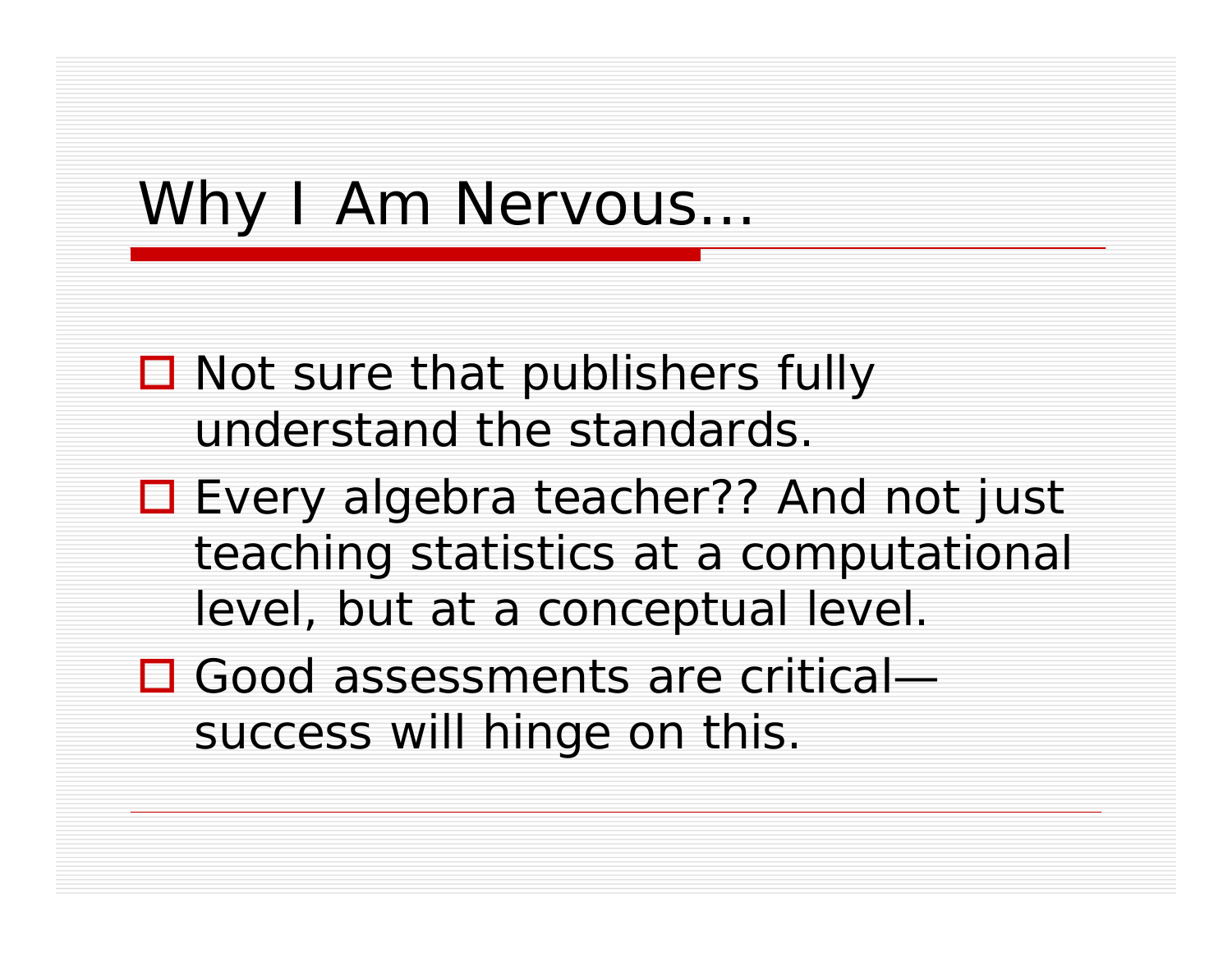# Why I Am Nervous…

- Not sure that publishers fully understand the standards.
- Every algebra teacher?? And not just teaching statistics at a computational level, but at a conceptual level.
- Good assessments are critical—success will hinge on this.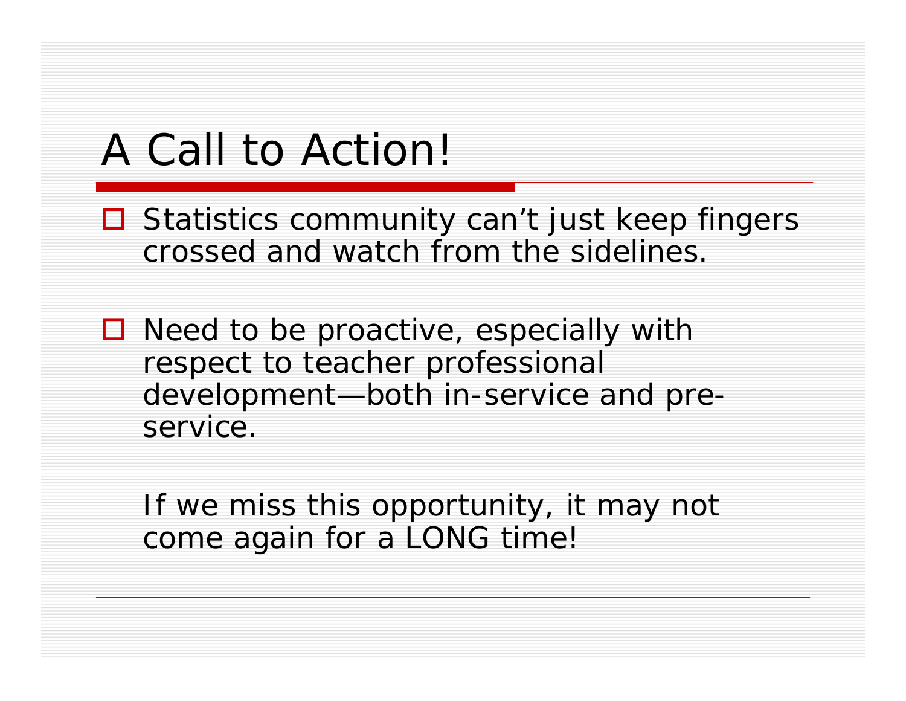# A Call to Action!

- Statistics community can't just keep fingers crossed and watch from the sidelines.

- Need to be proactive, especially with respect to teacher professional development—both in-service and pre-service.

  If we miss this opportunity, it may not come again for a LONG time!